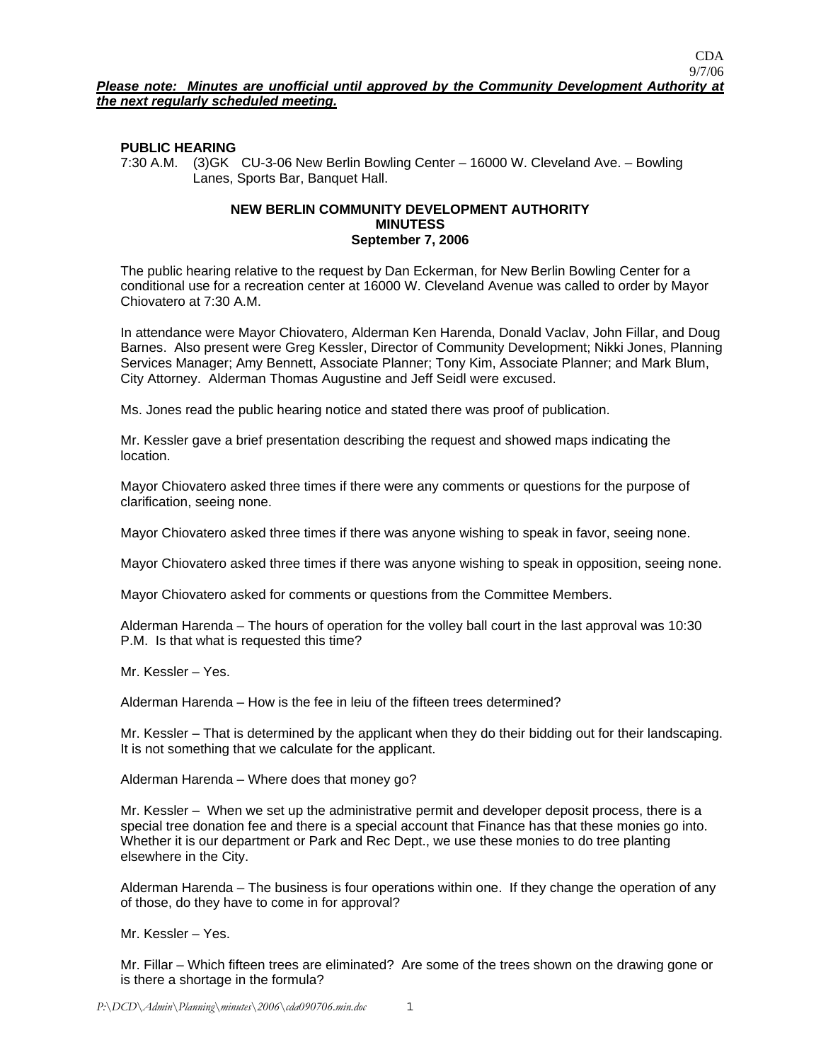CDA
9/7/06

***Please note: Minutes are unofficial until approved by the Community Development Authority at the next regularly scheduled meeting.***

**PUBLIC HEARING**
7:30 A.M. (3)GK CU-3-06 New Berlin Bowling Center – 16000 W. Cleveland Ave. – Bowling Lanes, Sports Bar, Banquet Hall.

**NEW BERLIN COMMUNITY DEVELOPMENT AUTHORITY**
**MINUTESS**
**September 7, 2006**

The public hearing relative to the request by Dan Eckerman, for New Berlin Bowling Center for a conditional use for a recreation center at 16000 W. Cleveland Avenue was called to order by Mayor Chiovatero at 7:30 A.M.

In attendance were Mayor Chiovatero, Alderman Ken Harenda, Donald Vaclav, John Fillar, and Doug Barnes. Also present were Greg Kessler, Director of Community Development; Nikki Jones, Planning Services Manager; Amy Bennett, Associate Planner; Tony Kim, Associate Planner; and Mark Blum, City Attorney. Alderman Thomas Augustine and Jeff Seidl were excused.

Ms. Jones read the public hearing notice and stated there was proof of publication.

Mr. Kessler gave a brief presentation describing the request and showed maps indicating the location.

Mayor Chiovatero asked three times if there were any comments or questions for the purpose of clarification, seeing none.

Mayor Chiovatero asked three times if there was anyone wishing to speak in favor, seeing none.

Mayor Chiovatero asked three times if there was anyone wishing to speak in opposition, seeing none.

Mayor Chiovatero asked for comments or questions from the Committee Members.

Alderman Harenda – The hours of operation for the volley ball court in the last approval was 10:30 P.M. Is that what is requested this time?

Mr. Kessler – Yes.

Alderman Harenda – How is the fee in leiu of the fifteen trees determined?

Mr. Kessler – That is determined by the applicant when they do their bidding out for their landscaping. It is not something that we calculate for the applicant.

Alderman Harenda – Where does that money go?

Mr. Kessler – When we set up the administrative permit and developer deposit process, there is a special tree donation fee and there is a special account that Finance has that these monies go into. Whether it is our department or Park and Rec Dept., we use these monies to do tree planting elsewhere in the City.

Alderman Harenda – The business is four operations within one. If they change the operation of any of those, do they have to come in for approval?

Mr. Kessler – Yes.

Mr. Fillar – Which fifteen trees are eliminated? Are some of the trees shown on the drawing gone or is there a shortage in the formula?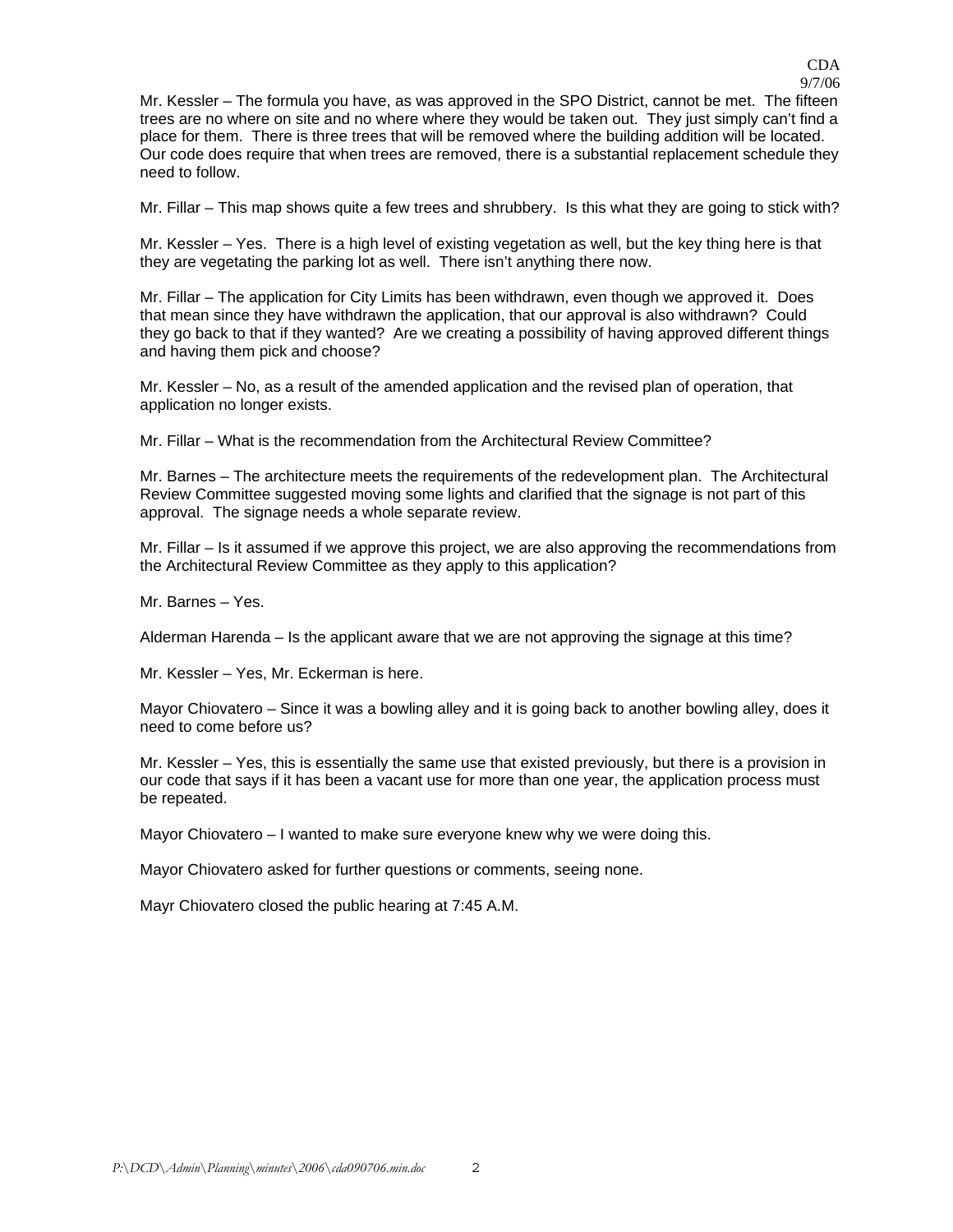Mr. Kessler – The formula you have, as was approved in the SPO District, cannot be met. The fifteen trees are no where on site and no where where they would be taken out. They just simply can't find a place for them. There is three trees that will be removed where the building addition will be located. Our code does require that when trees are removed, there is a substantial replacement schedule they need to follow.

Mr. Fillar – This map shows quite a few trees and shrubbery. Is this what they are going to stick with?

Mr. Kessler – Yes. There is a high level of existing vegetation as well, but the key thing here is that they are vegetating the parking lot as well. There isn't anything there now.

Mr. Fillar – The application for City Limits has been withdrawn, even though we approved it. Does that mean since they have withdrawn the application, that our approval is also withdrawn? Could they go back to that if they wanted? Are we creating a possibility of having approved different things and having them pick and choose?

Mr. Kessler – No, as a result of the amended application and the revised plan of operation, that application no longer exists.

Mr. Fillar – What is the recommendation from the Architectural Review Committee?

Mr. Barnes – The architecture meets the requirements of the redevelopment plan. The Architectural Review Committee suggested moving some lights and clarified that the signage is not part of this approval. The signage needs a whole separate review.

Mr. Fillar – Is it assumed if we approve this project, we are also approving the recommendations from the Architectural Review Committee as they apply to this application?

Mr. Barnes – Yes.

Alderman Harenda – Is the applicant aware that we are not approving the signage at this time?

Mr. Kessler – Yes, Mr. Eckerman is here.

Mayor Chiovatero – Since it was a bowling alley and it is going back to another bowling alley, does it need to come before us?

Mr. Kessler – Yes, this is essentially the same use that existed previously, but there is a provision in our code that says if it has been a vacant use for more than one year, the application process must be repeated.

Mayor Chiovatero – I wanted to make sure everyone knew why we were doing this.

Mayor Chiovatero asked for further questions or comments, seeing none.

Mayr Chiovatero closed the public hearing at 7:45 A.M.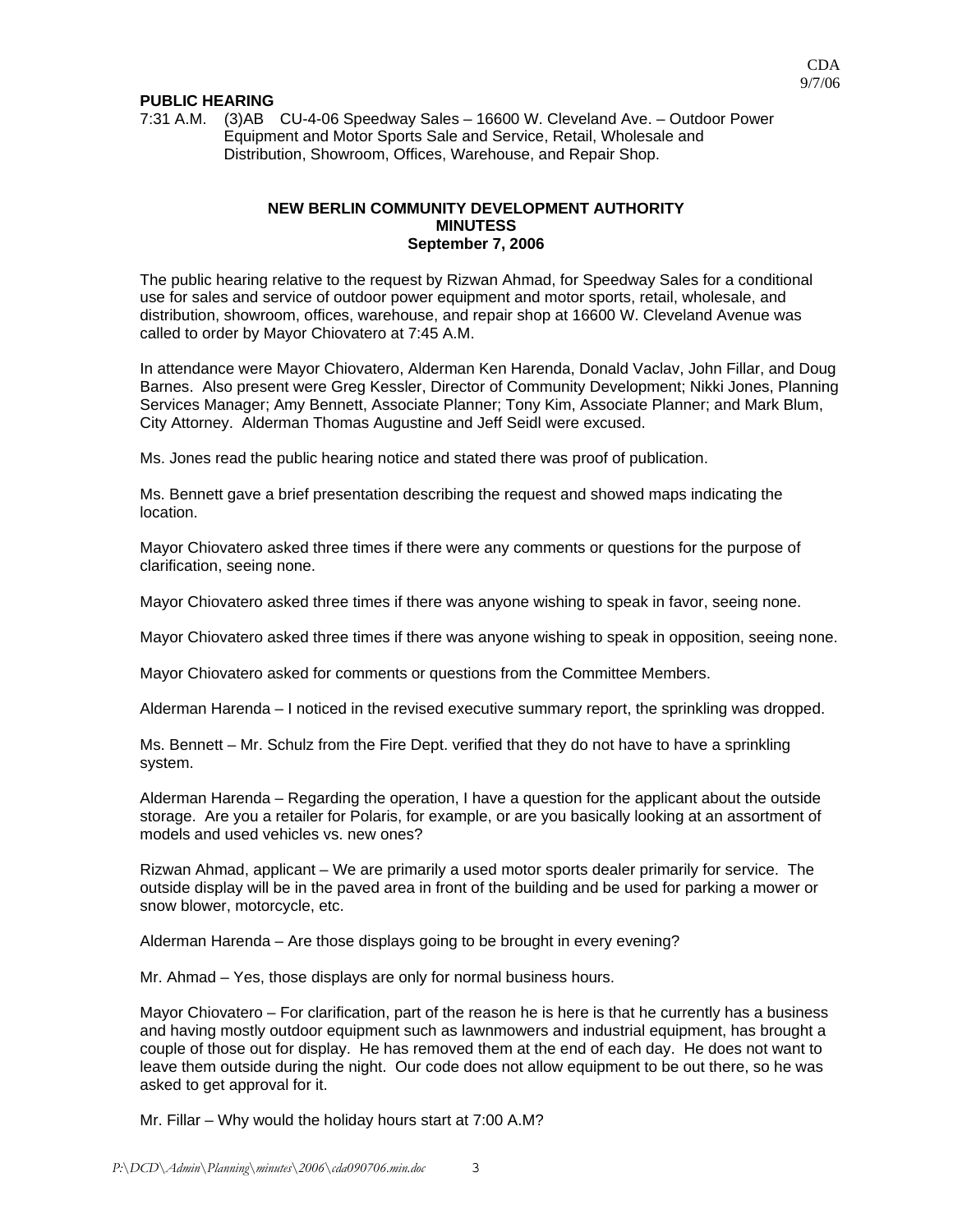CDA
9/7/06

**PUBLIC HEARING**

7:31 A.M. (3)AB CU-4-06 Speedway Sales – 16600 W. Cleveland Ave. – Outdoor Power Equipment and Motor Sports Sale and Service, Retail, Wholesale and Distribution, Showroom, Offices, Warehouse, and Repair Shop.

**NEW BERLIN COMMUNITY DEVELOPMENT AUTHORITY**
**MINUTESS**
**September 7, 2006**

The public hearing relative to the request by Rizwan Ahmad, for Speedway Sales for a conditional use for sales and service of outdoor power equipment and motor sports, retail, wholesale, and distribution, showroom, offices, warehouse, and repair shop at 16600 W. Cleveland Avenue was called to order by Mayor Chiovatero at 7:45 A.M.

In attendance were Mayor Chiovatero, Alderman Ken Harenda, Donald Vaclav, John Fillar, and Doug Barnes. Also present were Greg Kessler, Director of Community Development; Nikki Jones, Planning Services Manager; Amy Bennett, Associate Planner; Tony Kim, Associate Planner; and Mark Blum, City Attorney. Alderman Thomas Augustine and Jeff Seidl were excused.

Ms. Jones read the public hearing notice and stated there was proof of publication.

Ms. Bennett gave a brief presentation describing the request and showed maps indicating the location.

Mayor Chiovatero asked three times if there were any comments or questions for the purpose of clarification, seeing none.

Mayor Chiovatero asked three times if there was anyone wishing to speak in favor, seeing none.

Mayor Chiovatero asked three times if there was anyone wishing to speak in opposition, seeing none.

Mayor Chiovatero asked for comments or questions from the Committee Members.

Alderman Harenda – I noticed in the revised executive summary report, the sprinkling was dropped.

Ms. Bennett – Mr. Schulz from the Fire Dept. verified that they do not have to have a sprinkling system.

Alderman Harenda – Regarding the operation, I have a question for the applicant about the outside storage. Are you a retailer for Polaris, for example, or are you basically looking at an assortment of models and used vehicles vs. new ones?

Rizwan Ahmad, applicant – We are primarily a used motor sports dealer primarily for service. The outside display will be in the paved area in front of the building and be used for parking a mower or snow blower, motorcycle, etc.

Alderman Harenda – Are those displays going to be brought in every evening?

Mr. Ahmad – Yes, those displays are only for normal business hours.

Mayor Chiovatero – For clarification, part of the reason he is here is that he currently has a business and having mostly outdoor equipment such as lawnmowers and industrial equipment, has brought a couple of those out for display. He has removed them at the end of each day. He does not want to leave them outside during the night. Our code does not allow equipment to be out there, so he was asked to get approval for it.

Mr. Fillar – Why would the holiday hours start at 7:00 A.M?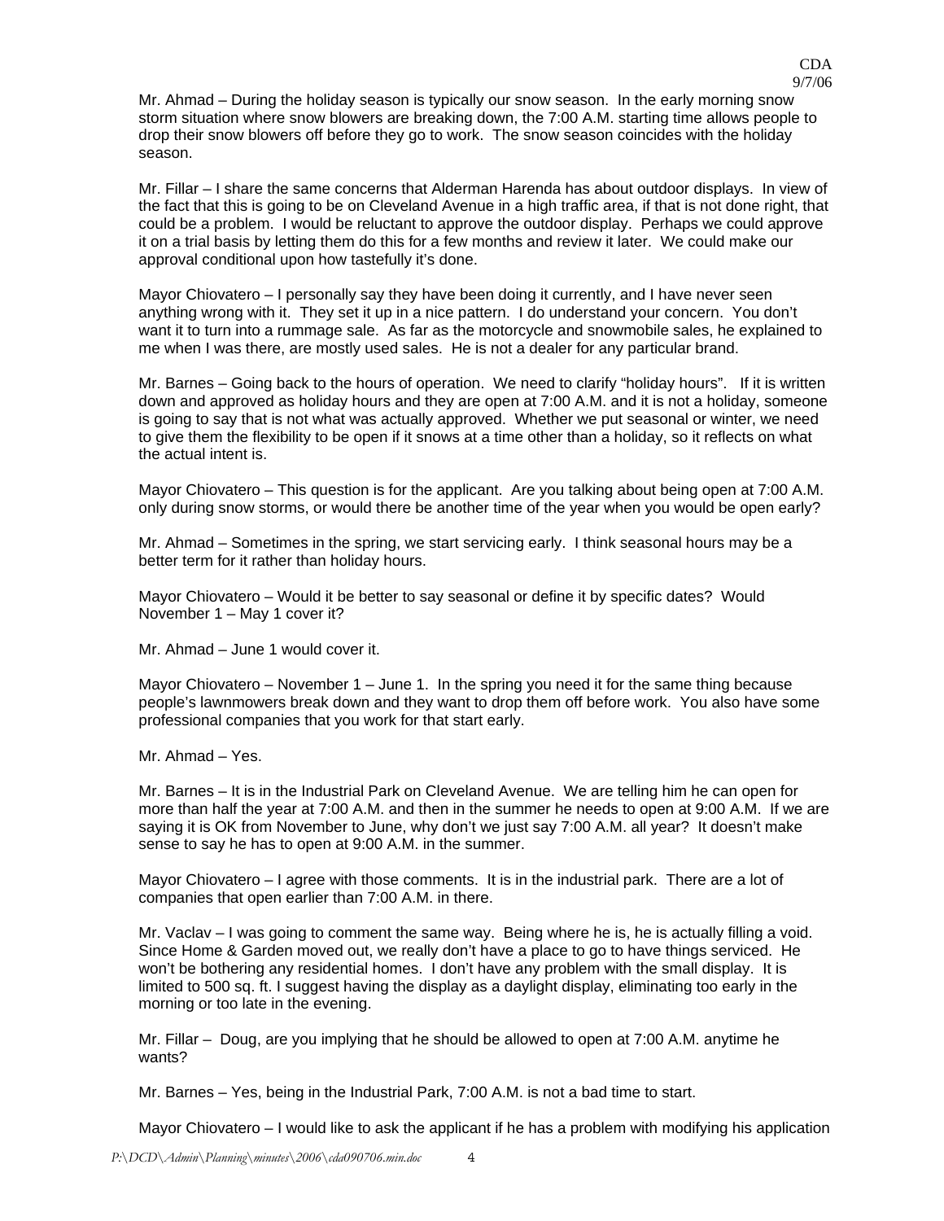Mr. Ahmad – During the holiday season is typically our snow season. In the early morning snow storm situation where snow blowers are breaking down, the 7:00 A.M. starting time allows people to drop their snow blowers off before they go to work. The snow season coincides with the holiday season.

Mr. Fillar – I share the same concerns that Alderman Harenda has about outdoor displays. In view of the fact that this is going to be on Cleveland Avenue in a high traffic area, if that is not done right, that could be a problem. I would be reluctant to approve the outdoor display. Perhaps we could approve it on a trial basis by letting them do this for a few months and review it later. We could make our approval conditional upon how tastefully it's done.

Mayor Chiovatero – I personally say they have been doing it currently, and I have never seen anything wrong with it. They set it up in a nice pattern. I do understand your concern. You don't want it to turn into a rummage sale. As far as the motorcycle and snowmobile sales, he explained to me when I was there, are mostly used sales. He is not a dealer for any particular brand.

Mr. Barnes – Going back to the hours of operation. We need to clarify "holiday hours". If it is written down and approved as holiday hours and they are open at 7:00 A.M. and it is not a holiday, someone is going to say that is not what was actually approved. Whether we put seasonal or winter, we need to give them the flexibility to be open if it snows at a time other than a holiday, so it reflects on what the actual intent is.

Mayor Chiovatero – This question is for the applicant. Are you talking about being open at 7:00 A.M. only during snow storms, or would there be another time of the year when you would be open early?

Mr. Ahmad – Sometimes in the spring, we start servicing early. I think seasonal hours may be a better term for it rather than holiday hours.

Mayor Chiovatero – Would it be better to say seasonal or define it by specific dates? Would November 1 – May 1 cover it?

Mr. Ahmad – June 1 would cover it.

Mayor Chiovatero – November 1 – June 1. In the spring you need it for the same thing because people's lawnmowers break down and they want to drop them off before work. You also have some professional companies that you work for that start early.

Mr. Ahmad – Yes.

Mr. Barnes – It is in the Industrial Park on Cleveland Avenue. We are telling him he can open for more than half the year at 7:00 A.M. and then in the summer he needs to open at 9:00 A.M. If we are saying it is OK from November to June, why don't we just say 7:00 A.M. all year? It doesn't make sense to say he has to open at 9:00 A.M. in the summer.

Mayor Chiovatero – I agree with those comments. It is in the industrial park. There are a lot of companies that open earlier than 7:00 A.M. in there.

Mr. Vaclav – I was going to comment the same way. Being where he is, he is actually filling a void. Since Home & Garden moved out, we really don't have a place to go to have things serviced. He won't be bothering any residential homes. I don't have any problem with the small display. It is limited to 500 sq. ft. I suggest having the display as a daylight display, eliminating too early in the morning or too late in the evening.

Mr. Fillar – Doug, are you implying that he should be allowed to open at 7:00 A.M. anytime he wants?

Mr. Barnes – Yes, being in the Industrial Park, 7:00 A.M. is not a bad time to start.

Mayor Chiovatero – I would like to ask the applicant if he has a problem with modifying his application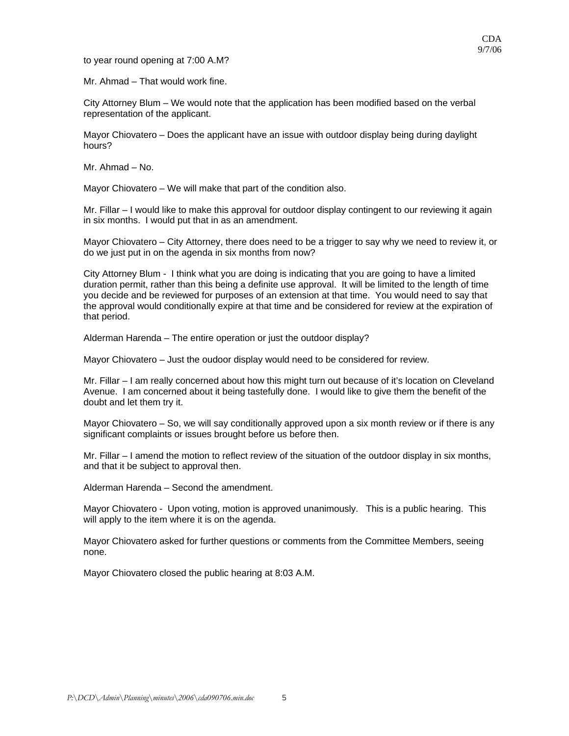to year round opening at 7:00 A.M?

Mr. Ahmad – That would work fine.

City Attorney Blum – We would note that the application has been modified based on the verbal representation of the applicant.

Mayor Chiovatero – Does the applicant have an issue with outdoor display being during daylight hours?

Mr. Ahmad – No.

Mayor Chiovatero – We will make that part of the condition also.

Mr. Fillar – I would like to make this approval for outdoor display contingent to our reviewing it again in six months. I would put that in as an amendment.

Mayor Chiovatero – City Attorney, there does need to be a trigger to say why we need to review it, or do we just put in on the agenda in six months from now?

City Attorney Blum - I think what you are doing is indicating that you are going to have a limited duration permit, rather than this being a definite use approval. It will be limited to the length of time you decide and be reviewed for purposes of an extension at that time. You would need to say that the approval would conditionally expire at that time and be considered for review at the expiration of that period.

Alderman Harenda – The entire operation or just the outdoor display?

Mayor Chiovatero – Just the oudoor display would need to be considered for review.

Mr. Fillar – I am really concerned about how this might turn out because of it's location on Cleveland Avenue. I am concerned about it being tastefully done. I would like to give them the benefit of the doubt and let them try it.

Mayor Chiovatero – So, we will say conditionally approved upon a six month review or if there is any significant complaints or issues brought before us before then.

Mr. Fillar – I amend the motion to reflect review of the situation of the outdoor display in six months, and that it be subject to approval then.

Alderman Harenda – Second the amendment.

Mayor Chiovatero - Upon voting, motion is approved unanimously. This is a public hearing. This will apply to the item where it is on the agenda.

Mayor Chiovatero asked for further questions or comments from the Committee Members, seeing none.

Mayor Chiovatero closed the public hearing at 8:03 A.M.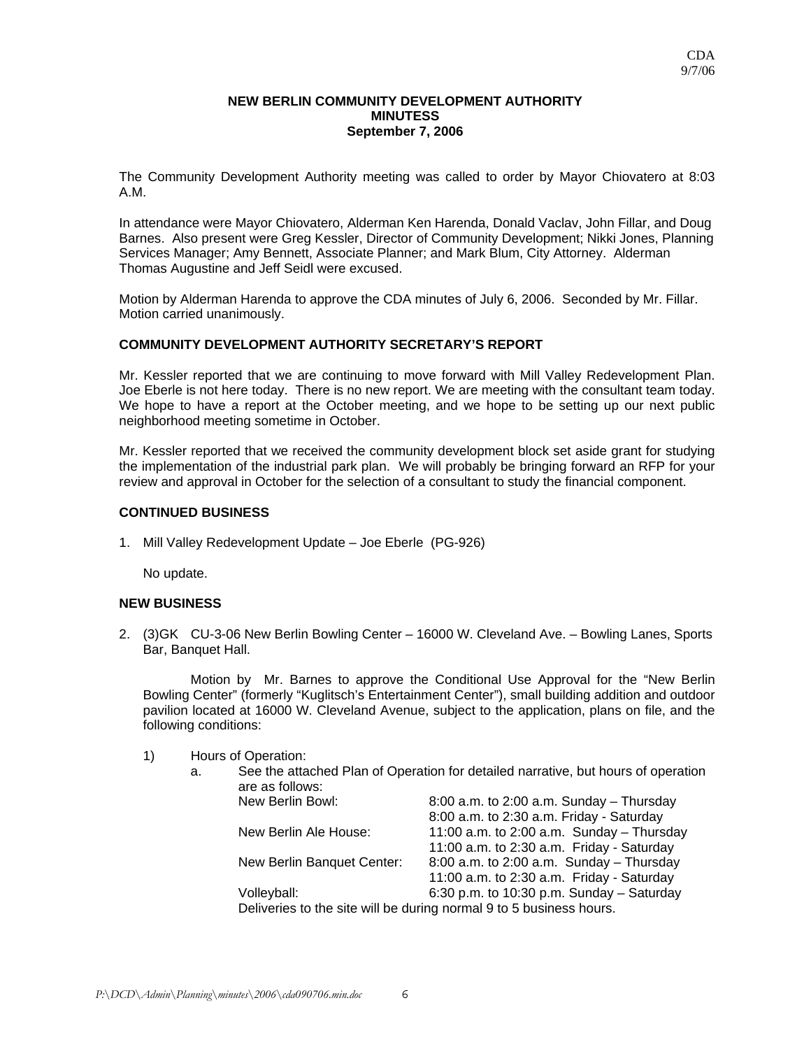CDA
9/7/06

**NEW BERLIN COMMUNITY DEVELOPMENT AUTHORITY**
**MINUTESS**
**September 7, 2006**

The Community Development Authority meeting was called to order by Mayor Chiovatero at 8:03 A.M.

In attendance were Mayor Chiovatero, Alderman Ken Harenda, Donald Vaclav, John Fillar, and Doug Barnes. Also present were Greg Kessler, Director of Community Development; Nikki Jones, Planning Services Manager; Amy Bennett, Associate Planner; and Mark Blum, City Attorney. Alderman Thomas Augustine and Jeff Seidl were excused.

Motion by Alderman Harenda to approve the CDA minutes of July 6, 2006. Seconded by Mr. Fillar. Motion carried unanimously.

## COMMUNITY DEVELOPMENT AUTHORITY SECRETARY'S REPORT

Mr. Kessler reported that we are continuing to move forward with Mill Valley Redevelopment Plan. Joe Eberle is not here today. There is no new report. We are meeting with the consultant team today. We hope to have a report at the October meeting, and we hope to be setting up our next public neighborhood meeting sometime in October.

Mr. Kessler reported that we received the community development block set aside grant for studying the implementation of the industrial park plan. We will probably be bringing forward an RFP for your review and approval in October for the selection of a consultant to study the financial component.

## CONTINUED BUSINESS

1. Mill Valley Redevelopment Update – Joe Eberle (PG-926)

   No update.

## NEW BUSINESS

2. (3)GK CU-3-06 New Berlin Bowling Center – 16000 W. Cleveland Ave. – Bowling Lanes, Sports Bar, Banquet Hall.

   Motion by Mr. Barnes to approve the Conditional Use Approval for the "New Berlin Bowling Center" (formerly "Kuglitsch's Entertainment Center"), small building addition and outdoor pavilion located at 16000 W. Cleveland Avenue, subject to the application, plans on file, and the following conditions:

   1) Hours of Operation:
      a. See the attached Plan of Operation for detailed narrative, but hours of operation are as follows:

| | |
|---|---|
| New Berlin Bowl: | 8:00 a.m. to 2:00 a.m. Sunday – Thursday |
| | 8:00 a.m. to 2:30 a.m. Friday - Saturday |
| New Berlin Ale House: | 11:00 a.m. to 2:00 a.m. Sunday – Thursday |
| | 11:00 a.m. to 2:30 a.m. Friday - Saturday |
| New Berlin Banquet Center: | 8:00 a.m. to 2:00 a.m. Sunday – Thursday |
| | 11:00 a.m. to 2:30 a.m. Friday - Saturday |
| Volleyball: | 6:30 p.m. to 10:30 p.m. Sunday – Saturday |

      Deliveries to the site will be during normal 9 to 5 business hours.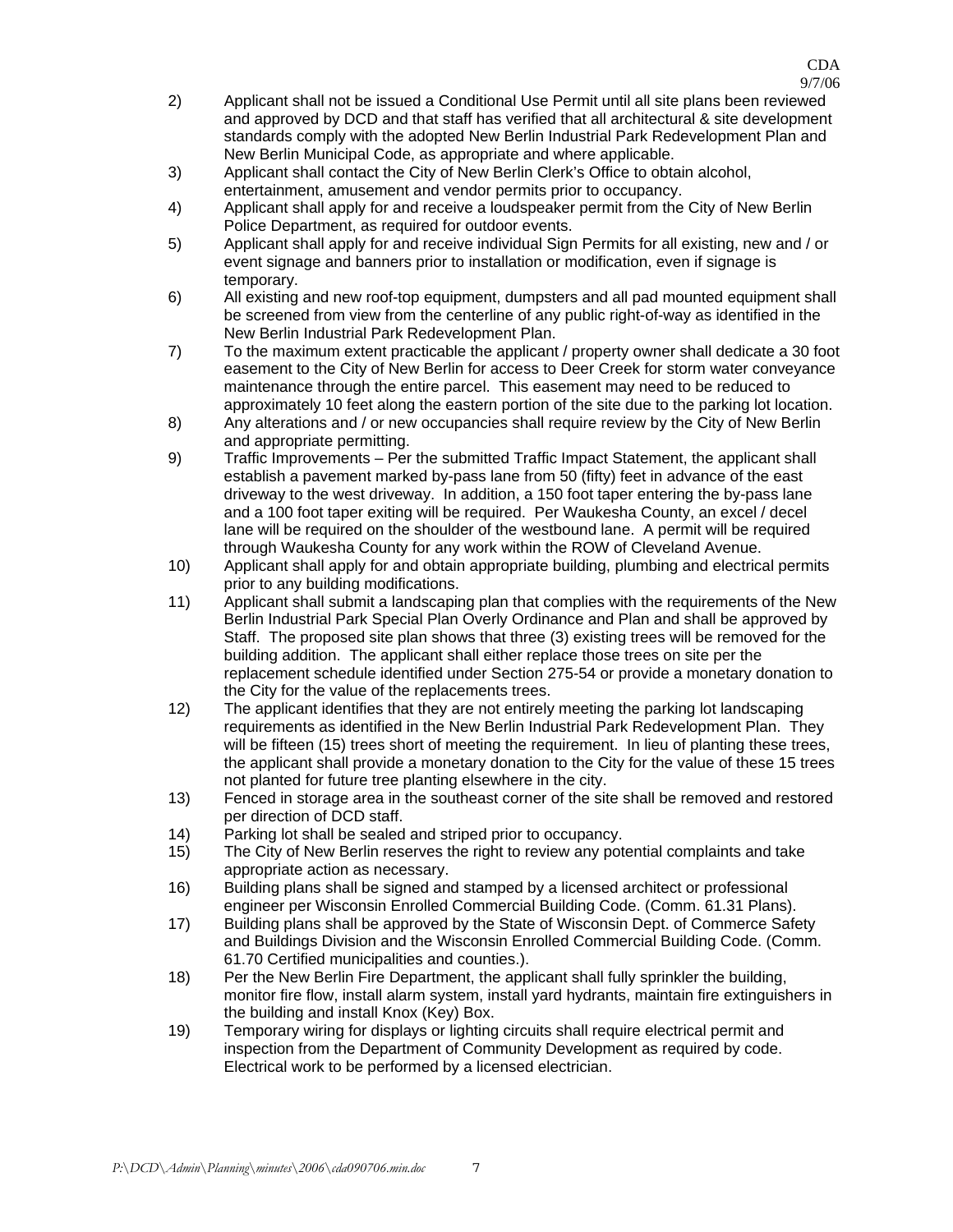2) Applicant shall not be issued a Conditional Use Permit until all site plans been reviewed and approved by DCD and that staff has verified that all architectural & site development standards comply with the adopted New Berlin Industrial Park Redevelopment Plan and New Berlin Municipal Code, as appropriate and where applicable.

3) Applicant shall contact the City of New Berlin Clerk's Office to obtain alcohol, entertainment, amusement and vendor permits prior to occupancy.

4) Applicant shall apply for and receive a loudspeaker permit from the City of New Berlin Police Department, as required for outdoor events.

5) Applicant shall apply for and receive individual Sign Permits for all existing, new and / or event signage and banners prior to installation or modification, even if signage is temporary.

6) All existing and new roof-top equipment, dumpsters and all pad mounted equipment shall be screened from view from the centerline of any public right-of-way as identified in the New Berlin Industrial Park Redevelopment Plan.

7) To the maximum extent practicable the applicant / property owner shall dedicate a 30 foot easement to the City of New Berlin for access to Deer Creek for storm water conveyance maintenance through the entire parcel. This easement may need to be reduced to approximately 10 feet along the eastern portion of the site due to the parking lot location.

8) Any alterations and / or new occupancies shall require review by the City of New Berlin and appropriate permitting.

9) Traffic Improvements – Per the submitted Traffic Impact Statement, the applicant shall establish a pavement marked by-pass lane from 50 (fifty) feet in advance of the east driveway to the west driveway. In addition, a 150 foot taper entering the by-pass lane and a 100 foot taper exiting will be required. Per Waukesha County, an excel / decel lane will be required on the shoulder of the westbound lane. A permit will be required through Waukesha County for any work within the ROW of Cleveland Avenue.

10) Applicant shall apply for and obtain appropriate building, plumbing and electrical permits prior to any building modifications.

11) Applicant shall submit a landscaping plan that complies with the requirements of the New Berlin Industrial Park Special Plan Overly Ordinance and Plan and shall be approved by Staff. The proposed site plan shows that three (3) existing trees will be removed for the building addition. The applicant shall either replace those trees on site per the replacement schedule identified under Section 275-54 or provide a monetary donation to the City for the value of the replacements trees.

12) The applicant identifies that they are not entirely meeting the parking lot landscaping requirements as identified in the New Berlin Industrial Park Redevelopment Plan. They will be fifteen (15) trees short of meeting the requirement. In lieu of planting these trees, the applicant shall provide a monetary donation to the City for the value of these 15 trees not planted for future tree planting elsewhere in the city.

13) Fenced in storage area in the southeast corner of the site shall be removed and restored per direction of DCD staff.

14) Parking lot shall be sealed and striped prior to occupancy.

15) The City of New Berlin reserves the right to review any potential complaints and take appropriate action as necessary.

16) Building plans shall be signed and stamped by a licensed architect or professional engineer per Wisconsin Enrolled Commercial Building Code. (Comm. 61.31 Plans).

17) Building plans shall be approved by the State of Wisconsin Dept. of Commerce Safety and Buildings Division and the Wisconsin Enrolled Commercial Building Code. (Comm. 61.70 Certified municipalities and counties.).

18) Per the New Berlin Fire Department, the applicant shall fully sprinkler the building, monitor fire flow, install alarm system, install yard hydrants, maintain fire extinguishers in the building and install Knox (Key) Box.

19) Temporary wiring for displays or lighting circuits shall require electrical permit and inspection from the Department of Community Development as required by code. Electrical work to be performed by a licensed electrician.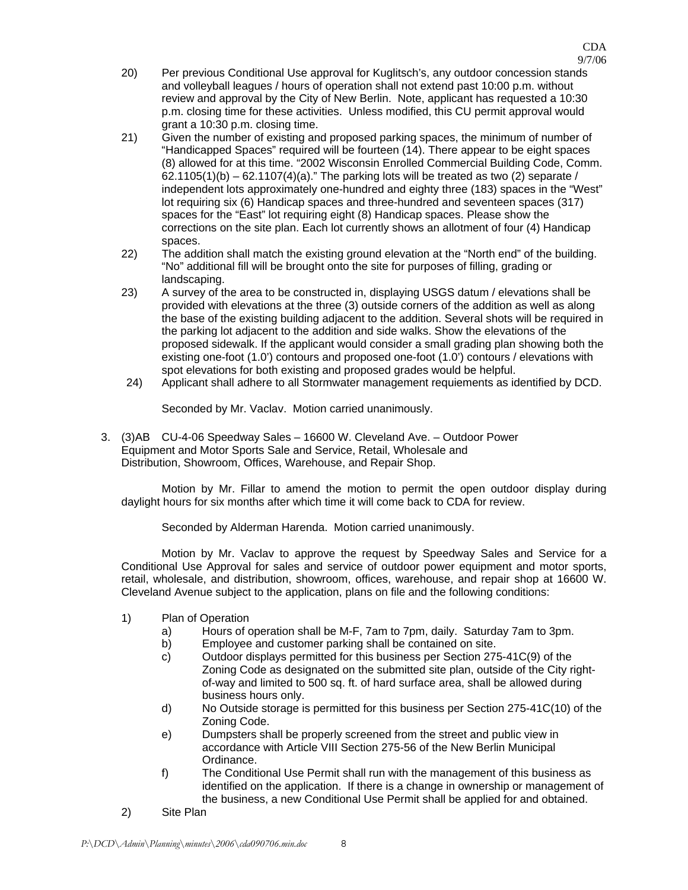20) Per previous Conditional Use approval for Kuglitsch's, any outdoor concession stands and volleyball leagues / hours of operation shall not extend past 10:00 p.m. without review and approval by the City of New Berlin. Note, applicant has requested a 10:30 p.m. closing time for these activities. Unless modified, this CU permit approval would grant a 10:30 p.m. closing time.

21) Given the number of existing and proposed parking spaces, the minimum of number of "Handicapped Spaces" required will be fourteen (14). There appear to be eight spaces (8) allowed for at this time. "2002 Wisconsin Enrolled Commercial Building Code, Comm. 62.1105(1)(b) – 62.1107(4)(a)." The parking lots will be treated as two (2) separate / independent lots approximately one-hundred and eighty three (183) spaces in the "West" lot requiring six (6) Handicap spaces and three-hundred and seventeen (317) spaces for the "East" lot requiring eight (8) Handicap spaces. Please show the corrections on the site plan. Each lot currently shows an allotment of four (4) Handicap spaces.

22) The addition shall match the existing ground elevation at the "North end" of the building. "No" additional fill will be brought onto the site for purposes of filling, grading or landscaping.

23) A survey of the area to be constructed in, displaying USGS datum / elevations shall be provided with elevations at the three (3) outside corners of the addition as well as along the base of the existing building adjacent to the addition. Several shots will be required in the parking lot adjacent to the addition and side walks. Show the elevations of the proposed sidewalk. If the applicant would consider a small grading plan showing both the existing one-foot (1.0') contours and proposed one-foot (1.0') contours / elevations with spot elevations for both existing and proposed grades would be helpful.

24) Applicant shall adhere to all Stormwater management requiements as identified by DCD.

Seconded by Mr. Vaclav. Motion carried unanimously.

3. (3)AB CU-4-06 Speedway Sales – 16600 W. Cleveland Ave. – Outdoor Power Equipment and Motor Sports Sale and Service, Retail, Wholesale and Distribution, Showroom, Offices, Warehouse, and Repair Shop.

Motion by Mr. Fillar to amend the motion to permit the open outdoor display during daylight hours for six months after which time it will come back to CDA for review.

Seconded by Alderman Harenda. Motion carried unanimously.

Motion by Mr. Vaclav to approve the request by Speedway Sales and Service for a Conditional Use Approval for sales and service of outdoor power equipment and motor sports, retail, wholesale, and distribution, showroom, offices, warehouse, and repair shop at 16600 W. Cleveland Avenue subject to the application, plans on file and the following conditions:

1) Plan of Operation
   a) Hours of operation shall be M-F, 7am to 7pm, daily. Saturday 7am to 3pm.
   b) Employee and customer parking shall be contained on site.
   c) Outdoor displays permitted for this business per Section 275-41C(9) of the Zoning Code as designated on the submitted site plan, outside of the City right-of-way and limited to 500 sq. ft. of hard surface area, shall be allowed during business hours only.
   d) No Outside storage is permitted for this business per Section 275-41C(10) of the Zoning Code.
   e) Dumpsters shall be properly screened from the street and public view in accordance with Article VIII Section 275-56 of the New Berlin Municipal Ordinance.
   f) The Conditional Use Permit shall run with the management of this business as identified on the application. If there is a change in ownership or management of the business, a new Conditional Use Permit shall be applied for and obtained.
2) Site Plan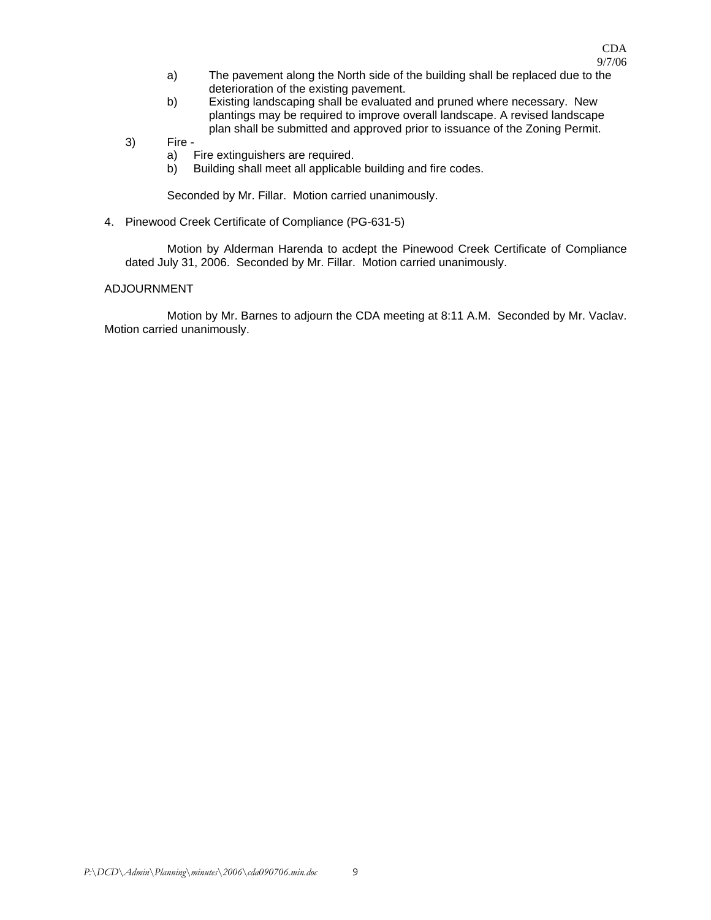a) The pavement along the North side of the building shall be replaced due to the deterioration of the existing pavement.

b) Existing landscaping shall be evaluated and pruned where necessary. New plantings may be required to improve overall landscape. A revised landscape plan shall be submitted and approved prior to issuance of the Zoning Permit.

3) Fire -

a) Fire extinguishers are required.

b) Building shall meet all applicable building and fire codes.

Seconded by Mr. Fillar. Motion carried unanimously.

4. Pinewood Creek Certificate of Compliance (PG-631-5)

Motion by Alderman Harenda to acdept the Pinewood Creek Certificate of Compliance dated July 31, 2006. Seconded by Mr. Fillar. Motion carried unanimously.

ADJOURNMENT

Motion by Mr. Barnes to adjourn the CDA meeting at 8:11 A.M. Seconded by Mr. Vaclav. Motion carried unanimously.